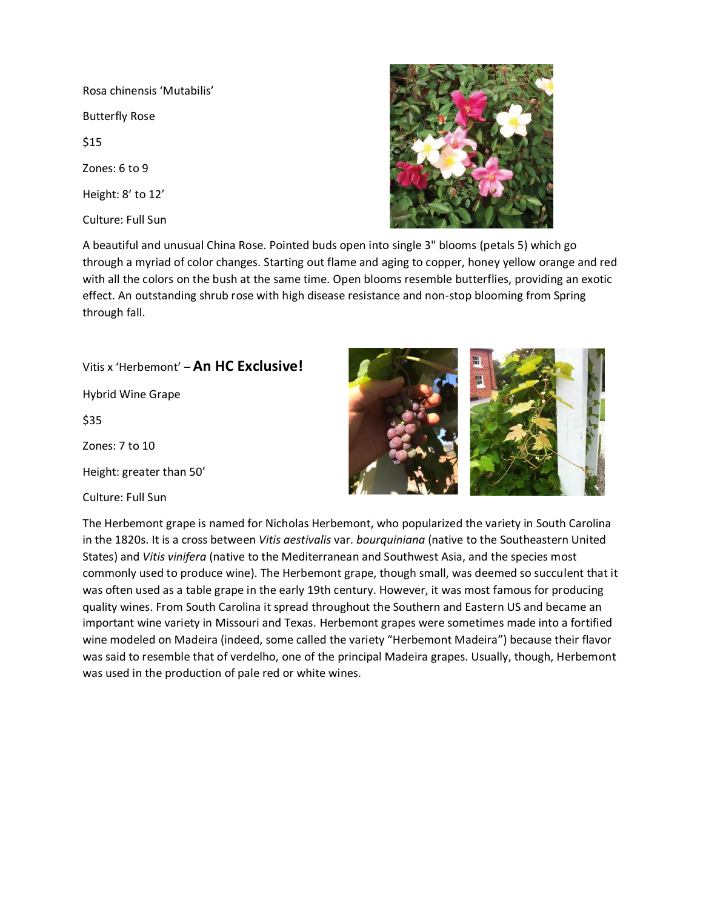Rosa chinensis 'Mutabilis'

Butterfly Rose

$15

Zones: 6 to 9

Height: 8' to 12'

Culture: Full Sun

A beautiful and unusual China Rose. Pointed buds open into single 3" blooms (petals 5) which go through a myriad of color changes. Starting out flame and aging to copper, honey yellow orange and red with all the colors on the bush at the same time. Open blooms resemble butterflies, providing an exotic effect. An outstanding shrub rose with high disease resistance and non-stop blooming from Spring through fall.

Vitis x 'Herbemont' – **An HC Exclusive!**

Hybrid Wine Grape

$35

Zones: 7 to 10

Height: greater than 50'

Culture: Full Sun

The Herbemont grape is named for Nicholas Herbemont, who popularized the variety in South Carolina in the 1820s. It is a cross between *Vitis aestivalis* var. *bourquiniana* (native to the Southeastern United States) and *Vitis vinifera* (native to the Mediterranean and Southwest Asia, and the species most commonly used to produce wine). The Herbemont grape, though small, was deemed so succulent that it was often used as a table grape in the early 19th century. However, it was most famous for producing quality wines. From South Carolina it spread throughout the Southern and Eastern US and became an important wine variety in Missouri and Texas. Herbemont grapes were sometimes made into a fortified wine modeled on Madeira (indeed, some called the variety "Herbemont Madeira") because their flavor was said to resemble that of verdelho, one of the principal Madeira grapes. Usually, though, Herbemont was used in the production of pale red or white wines.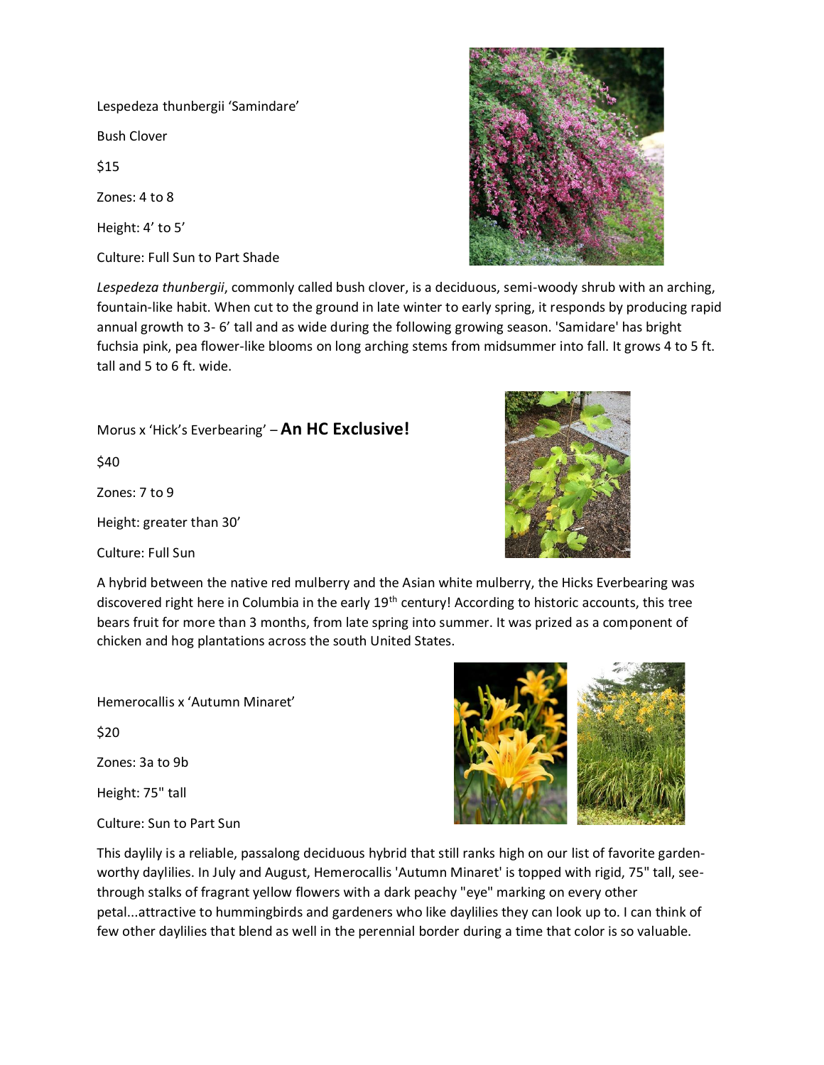Lespedeza thunbergii 'Samindare'

Bush Clover

$15

Zones: 4 to 8

Height: 4' to 5'

Culture: Full Sun to Part Shade

*Lespedeza thunbergii*, commonly called bush clover, is a deciduous, semi-woody shrub with an arching, fountain-like habit. When cut to the ground in late winter to early spring, it responds by producing rapid annual growth to 3- 6' tall and as wide during the following growing season. 'Samidare' has bright fuchsia pink, pea flower-like blooms on long arching stems from midsummer into fall. It grows 4 to 5 ft. tall and 5 to 6 ft. wide.

Morus x 'Hick's Everbearing' – **An HC Exclusive!**

$40

Zones: 7 to 9

Height: greater than 30'

Culture: Full Sun

A hybrid between the native red mulberry and the Asian white mulberry, the Hicks Everbearing was discovered right here in Columbia in the early 19th century! According to historic accounts, this tree bears fruit for more than 3 months, from late spring into summer. It was prized as a component of chicken and hog plantations across the south United States.

Hemerocallis x 'Autumn Minaret'

$20

Zones: 3a to 9b

Height: 75" tall

Culture: Sun to Part Sun

This daylily is a reliable, passalong deciduous hybrid that still ranks high on our list of favorite garden-worthy daylilies. In July and August, Hemerocallis 'Autumn Minaret' is topped with rigid, 75" tall, see-through stalks of fragrant yellow flowers with a dark peachy "eye" marking on every other petal...attractive to hummingbirds and gardeners who like daylilies they can look up to. I can think of few other daylilies that blend as well in the perennial border during a time that color is so valuable.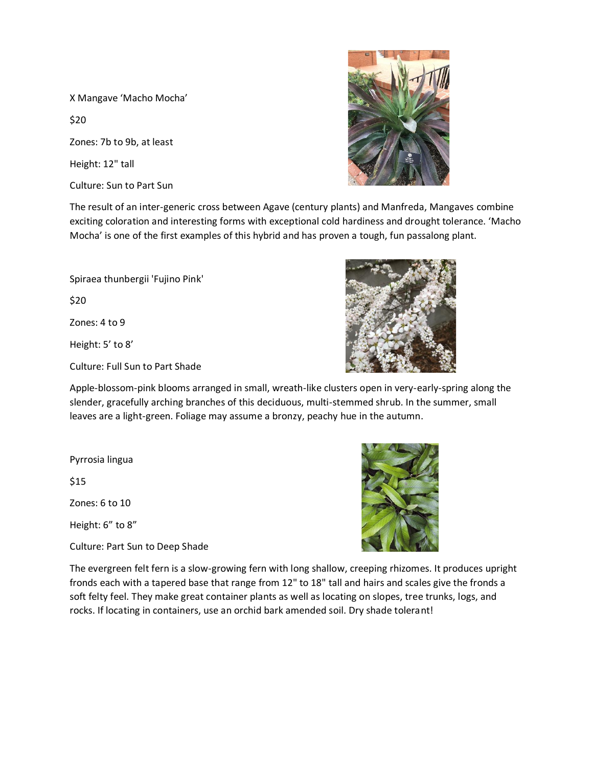X Mangave 'Macho Mocha'

$20

Zones: 7b to 9b, at least

Height: 12" tall

Culture: Sun to Part Sun

The result of an inter-generic cross between Agave (century plants) and Manfreda, Mangaves combine exciting coloration and interesting forms with exceptional cold hardiness and drought tolerance. 'Macho Mocha' is one of the first examples of this hybrid and has proven a tough, fun passalong plant.

Spiraea thunbergii 'Fujino Pink'

$20

Zones: 4 to 9

Height: 5' to 8'

Culture: Full Sun to Part Shade

Apple-blossom-pink blooms arranged in small, wreath-like clusters open in very-early-spring along the slender, gracefully arching branches of this deciduous, multi-stemmed shrub. In the summer, small leaves are a light-green. Foliage may assume a bronzy, peachy hue in the autumn.

Pyrrosia lingua

$15

Zones: 6 to 10

Height: 6" to 8"

Culture: Part Sun to Deep Shade

The evergreen felt fern is a slow-growing fern with long shallow, creeping rhizomes. It produces upright fronds each with a tapered base that range from 12" to 18" tall and hairs and scales give the fronds a soft felty feel. They make great container plants as well as locating on slopes, tree trunks, logs, and rocks. If locating in containers, use an orchid bark amended soil. Dry shade tolerant!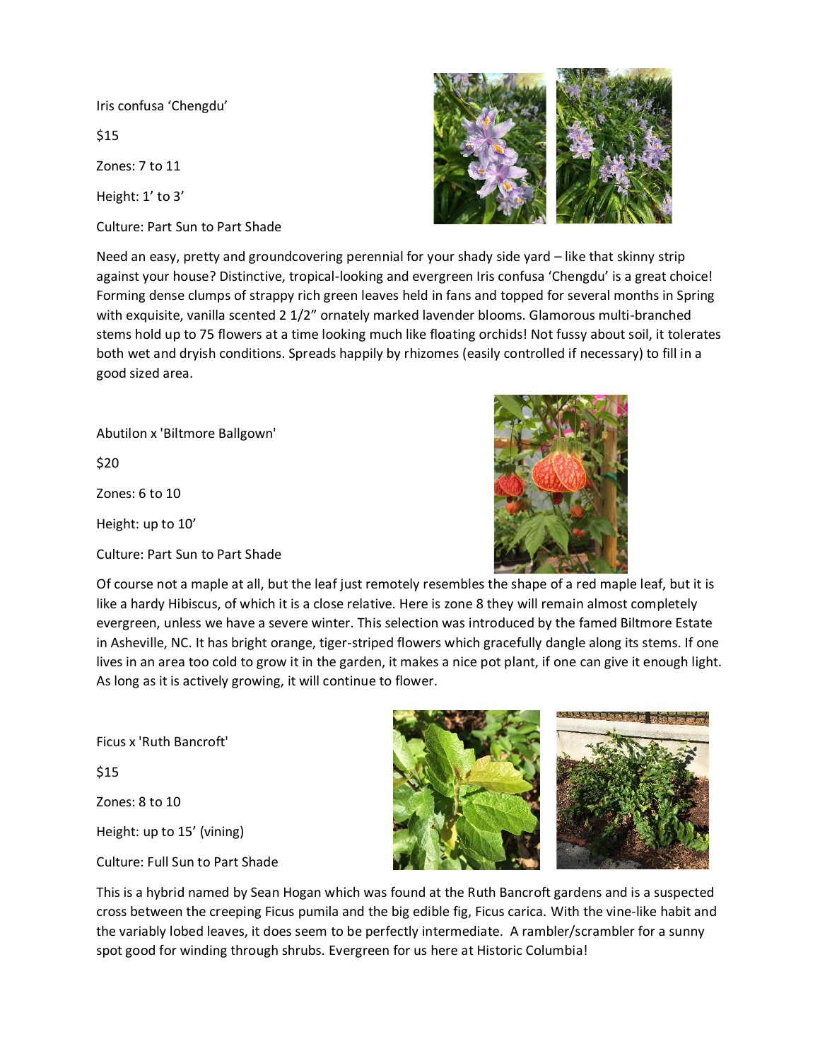Iris confusa ‘Chengdu’

$15

Zones: 7 to 11

Height: 1’ to 3’

Culture: Part Sun to Part Shade

Need an easy, pretty and groundcovering perennial for your shady side yard – like that skinny strip against your house? Distinctive, tropical-looking and evergreen Iris confusa ‘Chengdu’ is a great choice! Forming dense clumps of strappy rich green leaves held in fans and topped for several months in Spring with exquisite, vanilla scented 2 1/2” ornately marked lavender blooms. Glamorous multi-branched stems hold up to 75 flowers at a time looking much like floating orchids! Not fussy about soil, it tolerates both wet and dryish conditions. Spreads happily by rhizomes (easily controlled if necessary) to fill in a good sized area.

Abutilon x 'Biltmore Ballgown'

$20

Zones: 6 to 10

Height: up to 10’

Culture: Part Sun to Part Shade

Of course not a maple at all, but the leaf just remotely resembles the shape of a red maple leaf, but it is like a hardy Hibiscus, of which it is a close relative. Here is zone 8 they will remain almost completely evergreen, unless we have a severe winter. This selection was introduced by the famed Biltmore Estate in Asheville, NC. It has bright orange, tiger-striped flowers which gracefully dangle along its stems. If one lives in an area too cold to grow it in the garden, it makes a nice pot plant, if one can give it enough light. As long as it is actively growing, it will continue to flower.

Ficus x 'Ruth Bancroft'

$15

Zones: 8 to 10

Height: up to 15’ (vining)

Culture: Full Sun to Part Shade

This is a hybrid named by Sean Hogan which was found at the Ruth Bancroft gardens and is a suspected cross between the creeping Ficus pumila and the big edible fig, Ficus carica. With the vine-like habit and the variably lobed leaves, it does seem to be perfectly intermediate. A rambler/scrambler for a sunny spot good for winding through shrubs. Evergreen for us here at Historic Columbia!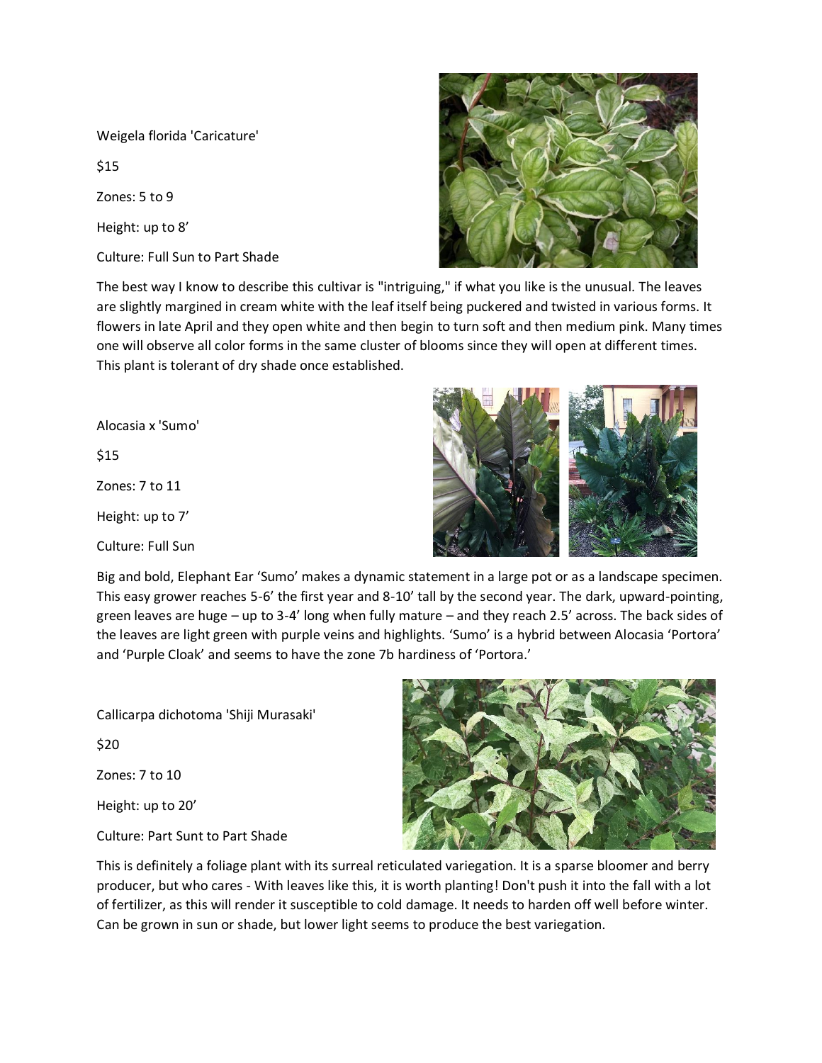Weigela florida 'Caricature'

$15

Zones: 5 to 9

Height: up to 8’

Culture: Full Sun to Part Shade

The best way I know to describe this cultivar is "intriguing," if what you like is the unusual. The leaves are slightly margined in cream white with the leaf itself being puckered and twisted in various forms. It flowers in late April and they open white and then begin to turn soft and then medium pink. Many times one will observe all color forms in the same cluster of blooms since they will open at different times. This plant is tolerant of dry shade once established.

Alocasia x 'Sumo'

$15

Zones: 7 to 11

Height: up to 7’

Culture: Full Sun

Big and bold, Elephant Ear ‘Sumo’ makes a dynamic statement in a large pot or as a landscape specimen. This easy grower reaches 5-6’ the first year and 8-10’ tall by the second year. The dark, upward-pointing, green leaves are huge – up to 3-4’ long when fully mature – and they reach 2.5’ across. The back sides of the leaves are light green with purple veins and highlights. ‘Sumo’ is a hybrid between Alocasia ‘Portora’ and ‘Purple Cloak’ and seems to have the zone 7b hardiness of ‘Portora.’

Callicarpa dichotoma 'Shiji Murasaki'

$20

Zones: 7 to 10

Height: up to 20’

Culture: Part Sunt to Part Shade

This is definitely a foliage plant with its surreal reticulated variegation. It is a sparse bloomer and berry producer, but who cares - With leaves like this, it is worth planting! Don't push it into the fall with a lot of fertilizer, as this will render it susceptible to cold damage. It needs to harden off well before winter. Can be grown in sun or shade, but lower light seems to produce the best variegation.